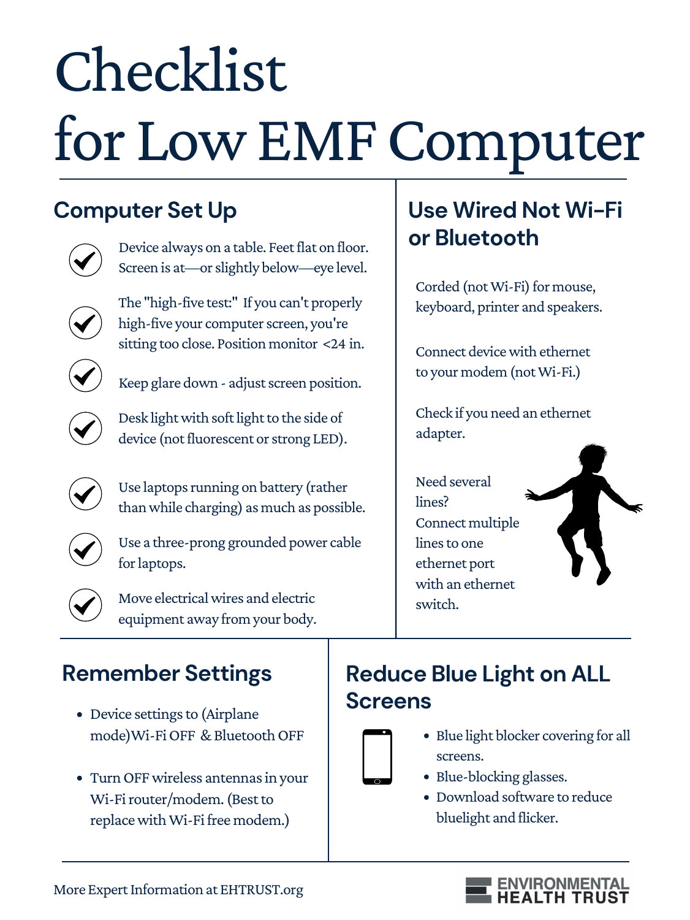# Checklist for Low EMF Computer

## Computer Set Up

- Device always on a table. Feet flat on floor. Screen is at—or slightly below—eye level.
- The "high-five test:" If you can't properly high-five your computer screen, you're sitting too close. Position monitor <24 in.
- Keep glare down - adjust screen position.
- Desk light with soft light to the side of device (not fluorescent or strong LED).
- Use laptops running on battery (rather than while charging) as much as possible.
- Use a three-prong grounded power cable for laptops.
- Move electrical wires and electric equipment away from your body.

## Use Wired Not Wi-Fi or Bluetooth

Corded (not Wi-Fi) for mouse, keyboard, printer and speakers.

Connect device with ethernet to your modem (not Wi-Fi.)

Check if you need an ethernet adapter.

Need several lines? Connect multiple lines to one ethernet port with an ethernet switch.

## Remember Settings

- Device settings to (Airplane mode)Wi-Fi OFF & Bluetooth OFF
- Turn OFF wireless antennas in your Wi-Fi router/modem. (Best to replace with Wi-Fi free modem.)

## Reduce Blue Light on ALL Screens

- Blue light blocker covering for all screens.
- Blue-blocking glasses.
- Download software to reduce bluelight and flicker.

More Expert Information at EHTRUST.org

ENVIRONMENTAL HEALTH TRUST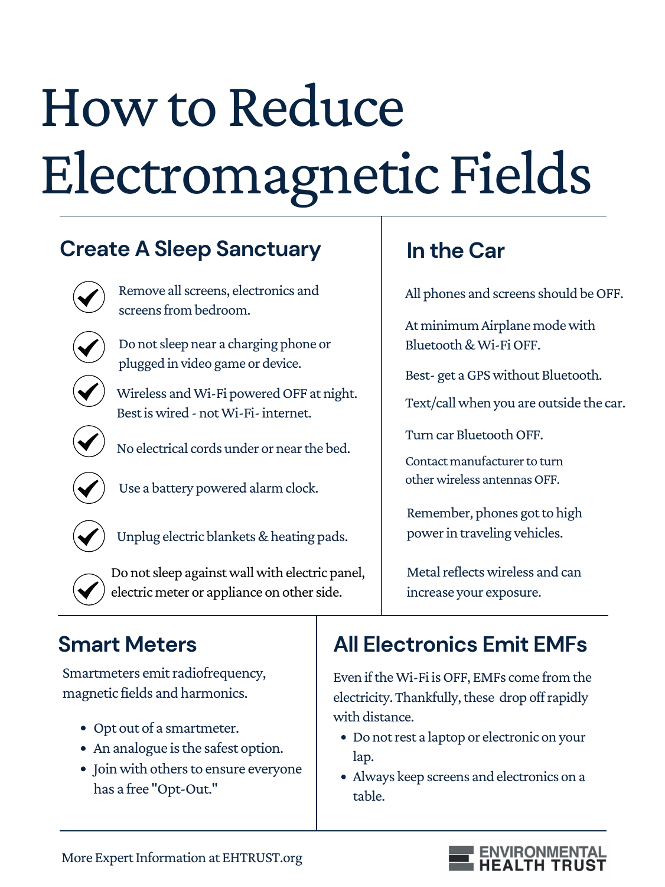# How to Reduce Electromagnetic Fields

## Create A Sleep Sanctuary

- Remove all screens, electronics and screens from bedroom.
- Do not sleep near a charging phone or plugged in video game or device.
- Wireless and Wi-Fi powered OFF at night. Best is wired - not Wi-Fi- internet.
- No electrical cords under or near the bed.
- Use a battery powered alarm clock.
- Unplug electric blankets & heating pads.
- Do not sleep against wall with electric panel, electric meter or appliance on other side.

## In the Car

All phones and screens should be OFF.

At minimum Airplane mode with Bluetooth & Wi-Fi OFF.

Best- get a GPS without Bluetooth.

Text/call when you are outside the car.

Turn car Bluetooth OFF.

Contact manufacturer to turn other wireless antennas OFF.

Remember, phones got to high power in traveling vehicles.

Metal reflects wireless and can increase your exposure.

## Smart Meters

Smartmeters emit radiofrequency, magnetic fields and harmonics.

- Opt out of a smartmeter.
- An analogue is the safest option.
- Join with others to ensure everyone has a free "Opt-Out."

## All Electronics Emit EMFs

Even if the Wi-Fi is OFF, EMFs come from the electricity. Thankfully, these drop off rapidly with distance.

- Do not rest a laptop or electronic on your lap.
- Always keep screens and electronics on a table.

More Expert Information at EHTRUST.org

ENVIRONMENTAL HEALTH TRUST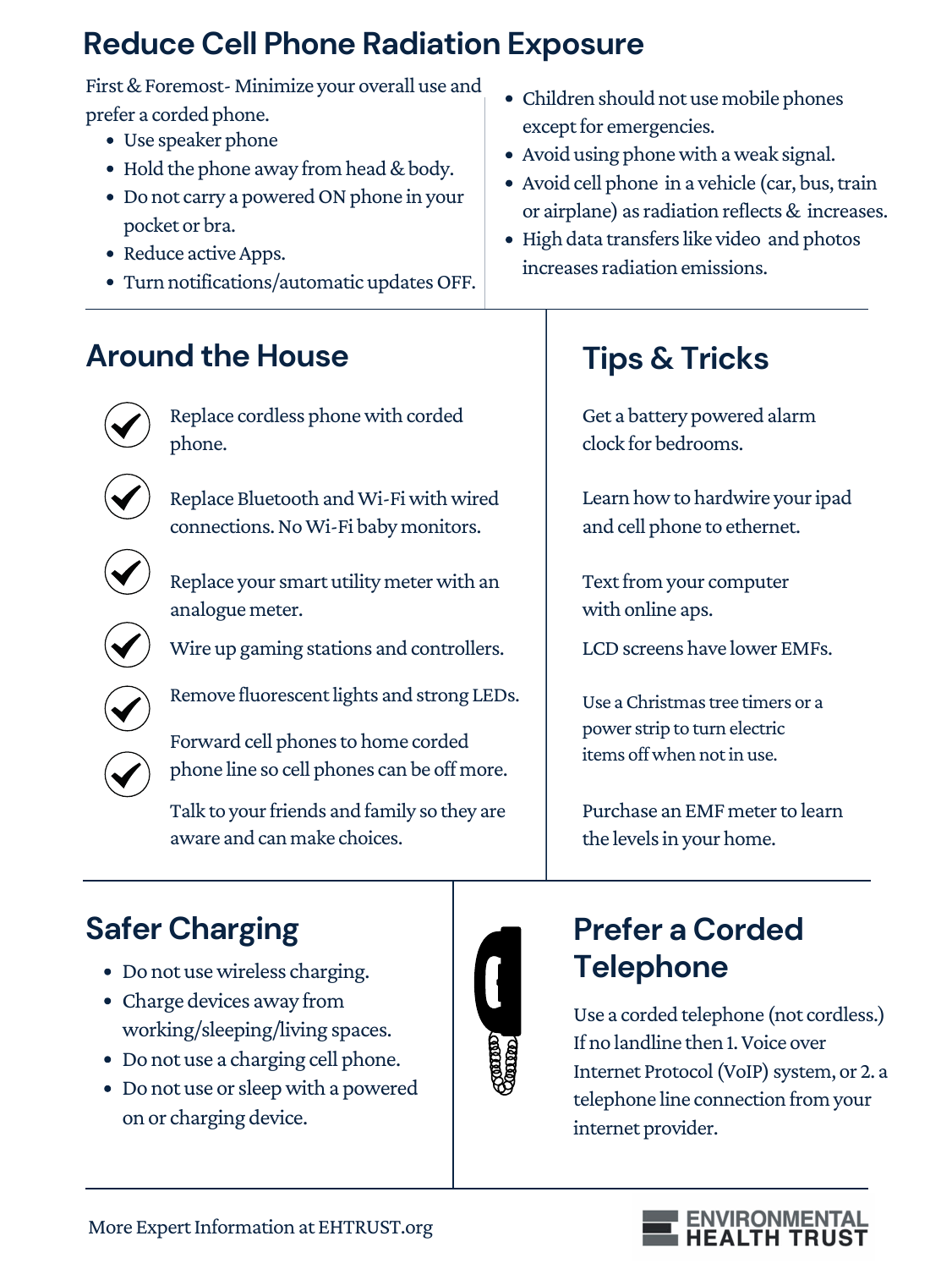# Reduce Cell Phone Radiation Exposure

First & Foremost- Minimize your overall use and prefer a corded phone.

- Use speaker phone
- Hold the phone away from head & body.
- Do not carry a powered ON phone in your pocket or bra.
- Reduce active Apps.
- Turn notifications/automatic updates OFF.
- Children should not use mobile phones except for emergencies.
- Avoid using phone with a weak signal.
- Avoid cell phone in a vehicle (car, bus, train or airplane) as radiation reflects & increases.
- High data transfers like video and photos increases radiation emissions.

## Around the House

- ✔ Replace cordless phone with corded phone.
- ✔ Replace Bluetooth and Wi-Fi with wired connections. No Wi-Fi baby monitors.
- ✔ Replace your smart utility meter with an analogue meter.
- ✔ Wire up gaming stations and controllers.
- ✔ Remove fluorescent lights and strong LEDs.
- ✔ Forward cell phones to home corded phone line so cell phones can be off more.

Talk to your friends and family so they are aware and can make choices.

## Tips & Tricks

Get a battery powered alarm clock for bedrooms.

Learn how to hardwire your ipad and cell phone to ethernet.

Text from your computer with online aps.

LCD screens have lower EMFs.

Use a Christmas tree timers or a power strip to turn electric items off when not in use.

Purchase an EMF meter to learn the levels in your home.

## Safer Charging

- Do not use wireless charging.
- Charge devices away from working/sleeping/living spaces.
- Do not use a charging cell phone.
- Do not use or sleep with a powered on or charging device.

## Prefer a Corded Telephone

Use a corded telephone (not cordless.) If no landline then 1. Voice over Internet Protocol (VoIP) system, or 2. a telephone line connection from your internet provider.

More Expert Information at EHTRUST.org

ENVIRONMENTAL HEALTH TRUST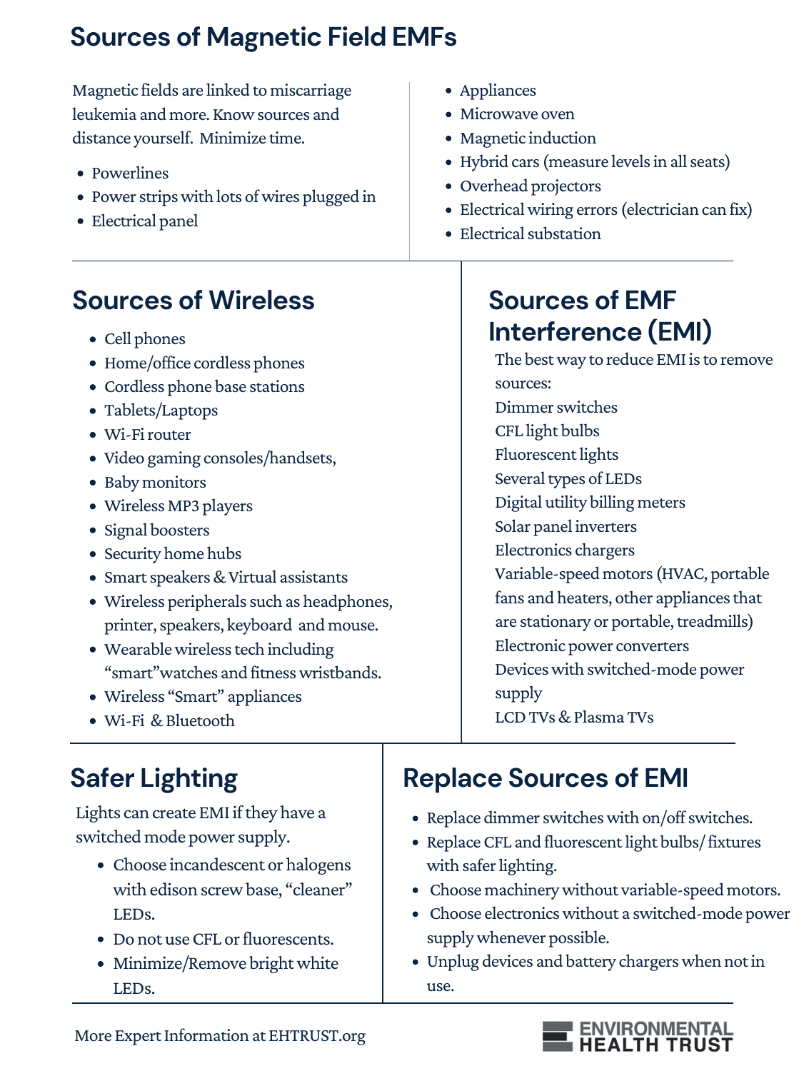## Sources of Magnetic Field EMFs

Magnetic fields are linked to miscarriage leukemia and more. Know sources and distance yourself. Minimize time.

- Powerlines
- Power strips with lots of wires plugged in
- Electrical panel
- Appliances
- Microwave oven
- Magnetic induction
- Hybrid cars (measure levels in all seats)
- Overhead projectors
- Electrical wiring errors (electrician can fix)
- Electrical substation

## Sources of Wireless

- Cell phones
- Home/office cordless phones
- Cordless phone base stations
- Tablets/Laptops
- Wi-Fi router
- Video gaming consoles/handsets,
- Baby monitors
- Wireless MP3 players
- Signal boosters
- Security home hubs
- Smart speakers & Virtual assistants
- Wireless peripherals such as headphones, printer, speakers, keyboard and mouse.
- Wearable wireless tech including "smart"watches and fitness wristbands.
- Wireless "Smart" appliances
- Wi-Fi & Bluetooth

## Sources of EMF Interference (EMI)

The best way to reduce EMI is to remove sources:

Dimmer switches

CFL light bulbs

Fluorescent lights

Several types of LEDs

Digital utility billing meters

Solar panel inverters

Electronics chargers

Variable-speed motors (HVAC, portable fans and heaters, other appliances that are stationary or portable, treadmills)

Electronic power converters

Devices with switched-mode power supply

LCD TVs & Plasma TVs

## Safer Lighting

Lights can create EMI if they have a switched mode power supply.

- Choose incandescent or halogens with edison screw base, "cleaner" LEDs.
- Do not use CFL or fluorescents.
- Minimize/Remove bright white LEDs.

## Replace Sources of EMI

- Replace dimmer switches with on/off switches.
- Replace CFL and fluorescent light bulbs/ fixtures with safer lighting.
- Choose machinery without variable-speed motors.
- Choose electronics without a switched-mode power supply whenever possible.
- Unplug devices and battery chargers when not in use.

More Expert Information at EHTRUST.org

ENVIRONMENTAL HEALTH TRUST